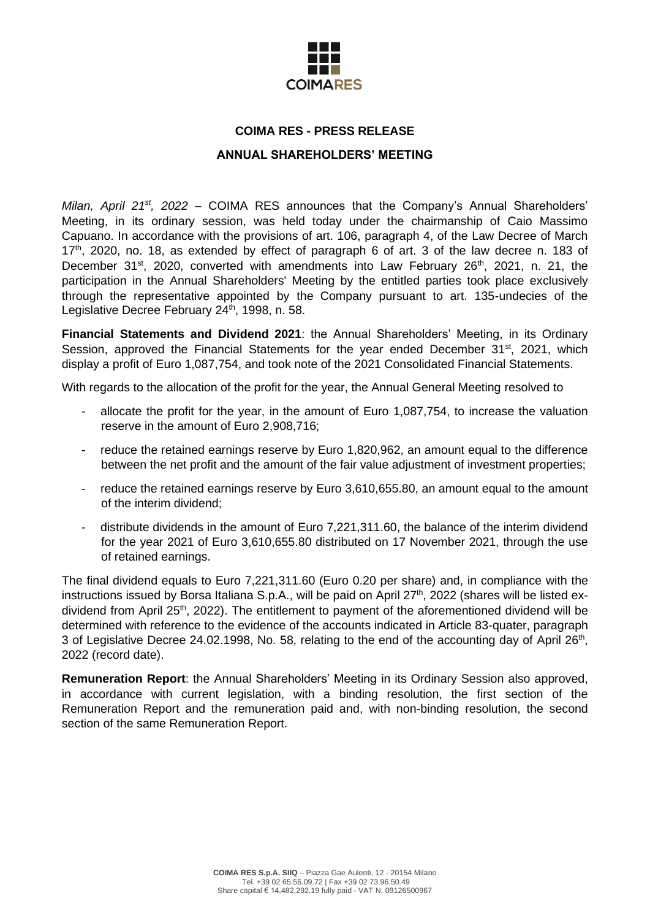COIMARES

## COIMA RES - PRESS RELEASE

## ANNUAL SHAREHOLDERS' MEETING

*Milan, April 21st, 2022* – COIMA RES announces that the Company's Annual Shareholders' Meeting, in its ordinary session, was held today under the chairmanship of Caio Massimo Capuano. In accordance with the provisions of art. 106, paragraph 4, of the Law Decree of March 17th, 2020, no. 18, as extended by effect of paragraph 6 of art. 3 of the law decree n. 183 of December 31st, 2020, converted with amendments into Law February 26th, 2021, n. 21, the participation in the Annual Shareholders' Meeting by the entitled parties took place exclusively through the representative appointed by the Company pursuant to art. 135-undecies of the Legislative Decree February 24th, 1998, n. 58.

**Financial Statements and Dividend 2021**: the Annual Shareholders' Meeting, in its Ordinary Session, approved the Financial Statements for the year ended December 31st, 2021, which display a profit of Euro 1,087,754, and took note of the 2021 Consolidated Financial Statements.

With regards to the allocation of the profit for the year, the Annual General Meeting resolved to

- allocate the profit for the year, in the amount of Euro 1,087,754, to increase the valuation reserve in the amount of Euro 2,908,716;
- reduce the retained earnings reserve by Euro 1,820,962, an amount equal to the difference between the net profit and the amount of the fair value adjustment of investment properties;
- reduce the retained earnings reserve by Euro 3,610,655.80, an amount equal to the amount of the interim dividend;
- distribute dividends in the amount of Euro 7,221,311.60, the balance of the interim dividend for the year 2021 of Euro 3,610,655.80 distributed on 17 November 2021, through the use of retained earnings.

The final dividend equals to Euro 7,221,311.60 (Euro 0.20 per share) and, in compliance with the instructions issued by Borsa Italiana S.p.A., will be paid on April 27th, 2022 (shares will be listed ex-dividend from April 25th, 2022). The entitlement to payment of the aforementioned dividend will be determined with reference to the evidence of the accounts indicated in Article 83-quater, paragraph 3 of Legislative Decree 24.02.1998, No. 58, relating to the end of the accounting day of April 26th, 2022 (record date).

**Remuneration Report**: the Annual Shareholders' Meeting in its Ordinary Session also approved, in accordance with current legislation, with a binding resolution, the first section of the Remuneration Report and the remuneration paid and, with non-binding resolution, the second section of the same Remuneration Report.

**COIMA RES S.p.A. SIIQ** – Piazza Gae Aulenti, 12 - 20154 Milano
Tel. +39 02 65.56.09.72 | Fax +39 02 73.96.50.49
Share capital € 14,482,292.19 fully paid - VAT N. 09126500967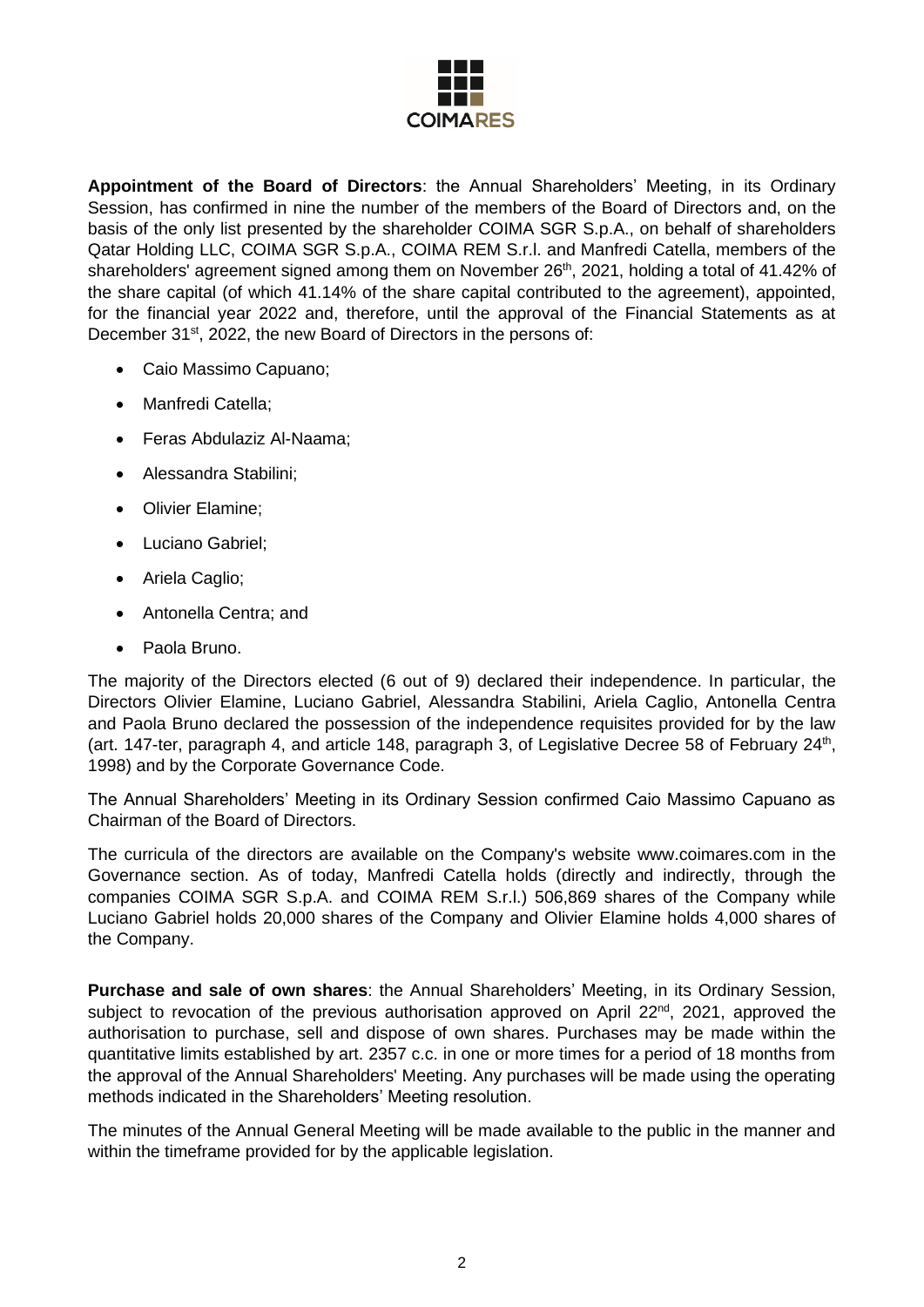**Appointment of the Board of Directors**: the Annual Shareholders' Meeting, in its Ordinary Session, has confirmed in nine the number of the members of the Board of Directors and, on the basis of the only list presented by the shareholder COIMA SGR S.p.A., on behalf of shareholders Qatar Holding LLC, COIMA SGR S.p.A., COIMA REM S.r.l. and Manfredi Catella, members of the shareholders' agreement signed among them on November 26th, 2021, holding a total of 41.42% of the share capital (of which 41.14% of the share capital contributed to the agreement), appointed, for the financial year 2022 and, therefore, until the approval of the Financial Statements as at December 31st, 2022, the new Board of Directors in the persons of:

- Caio Massimo Capuano;
- Manfredi Catella;
- Feras Abdulaziz Al-Naama;
- Alessandra Stabilini;
- Olivier Elamine;
- Luciano Gabriel;
- Ariela Caglio;
- Antonella Centra; and
- Paola Bruno.

The majority of the Directors elected (6 out of 9) declared their independence. In particular, the Directors Olivier Elamine, Luciano Gabriel, Alessandra Stabilini, Ariela Caglio, Antonella Centra and Paola Bruno declared the possession of the independence requisites provided for by the law (art. 147-ter, paragraph 4, and article 148, paragraph 3, of Legislative Decree 58 of February 24th, 1998) and by the Corporate Governance Code.

The Annual Shareholders' Meeting in its Ordinary Session confirmed Caio Massimo Capuano as Chairman of the Board of Directors.

The curricula of the directors are available on the Company's website www.coimares.com in the Governance section. As of today, Manfredi Catella holds (directly and indirectly, through the companies COIMA SGR S.p.A. and COIMA REM S.r.l.) 506,869 shares of the Company while Luciano Gabriel holds 20,000 shares of the Company and Olivier Elamine holds 4,000 shares of the Company.

**Purchase and sale of own shares**: the Annual Shareholders' Meeting, in its Ordinary Session, subject to revocation of the previous authorisation approved on April 22nd, 2021, approved the authorisation to purchase, sell and dispose of own shares. Purchases may be made within the quantitative limits established by art. 2357 c.c. in one or more times for a period of 18 months from the approval of the Annual Shareholders' Meeting. Any purchases will be made using the operating methods indicated in the Shareholders' Meeting resolution.

The minutes of the Annual General Meeting will be made available to the public in the manner and within the timeframe provided for by the applicable legislation.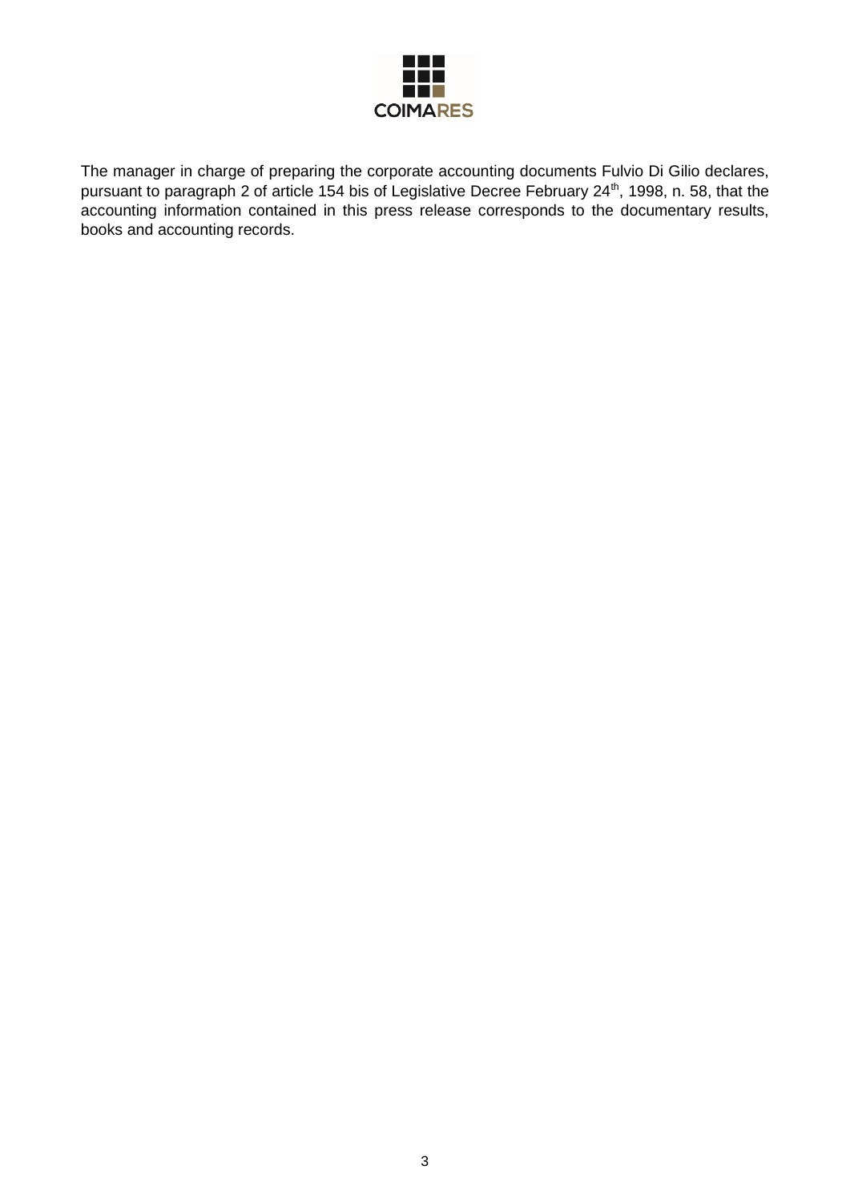The manager in charge of preparing the corporate accounting documents Fulvio Di Gilio declares, pursuant to paragraph 2 of article 154 bis of Legislative Decree February 24th, 1998, n. 58, that the accounting information contained in this press release corresponds to the documentary results, books and accounting records.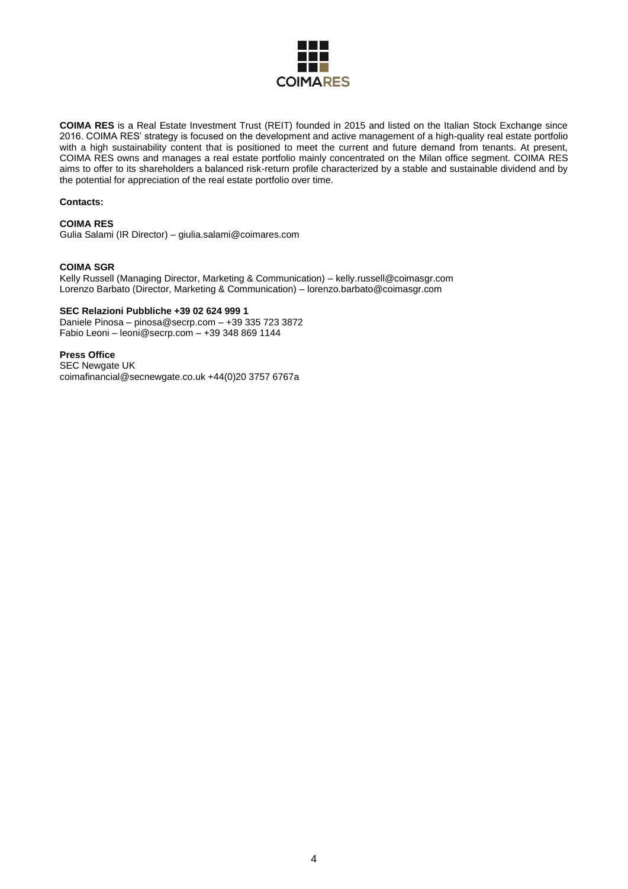**COIMA RES** is a Real Estate Investment Trust (REIT) founded in 2015 and listed on the Italian Stock Exchange since 2016. COIMA RES' strategy is focused on the development and active management of a high-quality real estate portfolio with a high sustainability content that is positioned to meet the current and future demand from tenants. At present, COIMA RES owns and manages a real estate portfolio mainly concentrated on the Milan office segment. COIMA RES aims to offer to its shareholders a balanced risk-return profile characterized by a stable and sustainable dividend and by the potential for appreciation of the real estate portfolio over time.

**Contacts:**

**COIMA RES**
Gulia Salami (IR Director) – giulia.salami@coimares.com

**COIMA SGR**
Kelly Russell (Managing Director, Marketing & Communication) – kelly.russell@coimasgr.com
Lorenzo Barbato (Director, Marketing & Communication) – lorenzo.barbato@coimasgr.com

**SEC Relazioni Pubbliche +39 02 624 999 1**
Daniele Pinosa – pinosa@secrp.com – +39 335 723 3872
Fabio Leoni – leoni@secrp.com – +39 348 869 1144

**Press Office**
SEC Newgate UK
coimafinancial@secnewgate.co.uk +44(0)20 3757 6767a